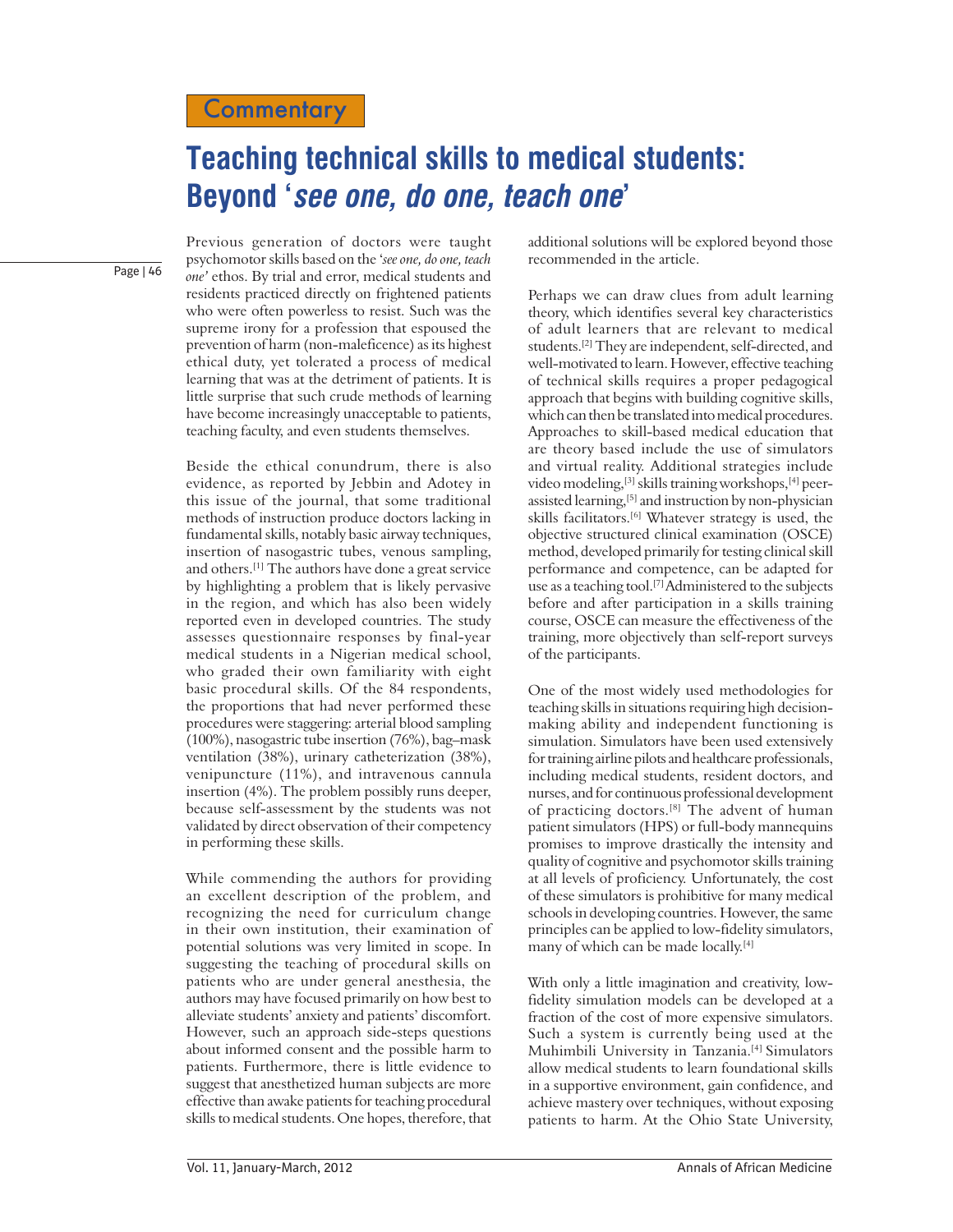Commentary

# Teaching technical skills to medical students: Beyond '*see one, do one, teach one*'

Previous generation of doctors were taught psychomotor skills based on the '*see one, do one, teach one*' ethos. By trial and error, medical students and residents practiced directly on frightened patients who were often powerless to resist. Such was the supreme irony for a profession that espoused the prevention of harm (non-maleficence) as its highest ethical duty, yet tolerated a process of medical learning that was at the detriment of patients. It is little surprise that such crude methods of learning have become increasingly unacceptable to patients, teaching faculty, and even students themselves.

Beside the ethical conundrum, there is also evidence, as reported by Jebbin and Adotey in this issue of the journal, that some traditional methods of instruction produce doctors lacking in fundamental skills, notably basic airway techniques, insertion of nasogastric tubes, venous sampling, and others.[1] The authors have done a great service by highlighting a problem that is likely pervasive in the region, and which has also been widely reported even in developed countries. The study assesses questionnaire responses by final-year medical students in a Nigerian medical school, who graded their own familiarity with eight basic procedural skills. Of the 84 respondents, the proportions that had never performed these procedures were staggering: arterial blood sampling (100%), nasogastric tube insertion (76%), bag–mask ventilation (38%), urinary catheterization (38%), venipuncture (11%), and intravenous cannula insertion (4%). The problem possibly runs deeper, because self-assessment by the students was not validated by direct observation of their competency in performing these skills.

While commending the authors for providing an excellent description of the problem, and recognizing the need for curriculum change in their own institution, their examination of potential solutions was very limited in scope. In suggesting the teaching of procedural skills on patients who are under general anesthesia, the authors may have focused primarily on how best to alleviate students' anxiety and patients' discomfort. However, such an approach side-steps questions about informed consent and the possible harm to patients. Furthermore, there is little evidence to suggest that anesthetized human subjects are more effective than awake patients for teaching procedural skills to medical students. One hopes, therefore, that additional solutions will be explored beyond those recommended in the article.

Perhaps we can draw clues from adult learning theory, which identifies several key characteristics of adult learners that are relevant to medical students.[2] They are independent, self-directed, and well-motivated to learn. However, effective teaching of technical skills requires a proper pedagogical approach that begins with building cognitive skills, which can then be translated into medical procedures. Approaches to skill-based medical education that are theory based include the use of simulators and virtual reality. Additional strategies include video modeling,[3] skills training workshops,[4] peer-assisted learning,[5] and instruction by non-physician skills facilitators.[6] Whatever strategy is used, the objective structured clinical examination (OSCE) method, developed primarily for testing clinical skill performance and competence, can be adapted for use as a teaching tool.[7] Administered to the subjects before and after participation in a skills training course, OSCE can measure the effectiveness of the training, more objectively than self-report surveys of the participants.

One of the most widely used methodologies for teaching skills in situations requiring high decision-making ability and independent functioning is simulation. Simulators have been used extensively for training airline pilots and healthcare professionals, including medical students, resident doctors, and nurses, and for continuous professional development of practicing doctors.[8] The advent of human patient simulators (HPS) or full-body mannequins promises to improve drastically the intensity and quality of cognitive and psychomotor skills training at all levels of proficiency. Unfortunately, the cost of these simulators is prohibitive for many medical schools in developing countries. However, the same principles can be applied to low-fidelity simulators, many of which can be made locally.[4]

With only a little imagination and creativity, low-fidelity simulation models can be developed at a fraction of the cost of more expensive simulators. Such a system is currently being used at the Muhimbili University in Tanzania.[4] Simulators allow medical students to learn foundational skills in a supportive environment, gain confidence, and achieve mastery over techniques, without exposing patients to harm. At the Ohio State University,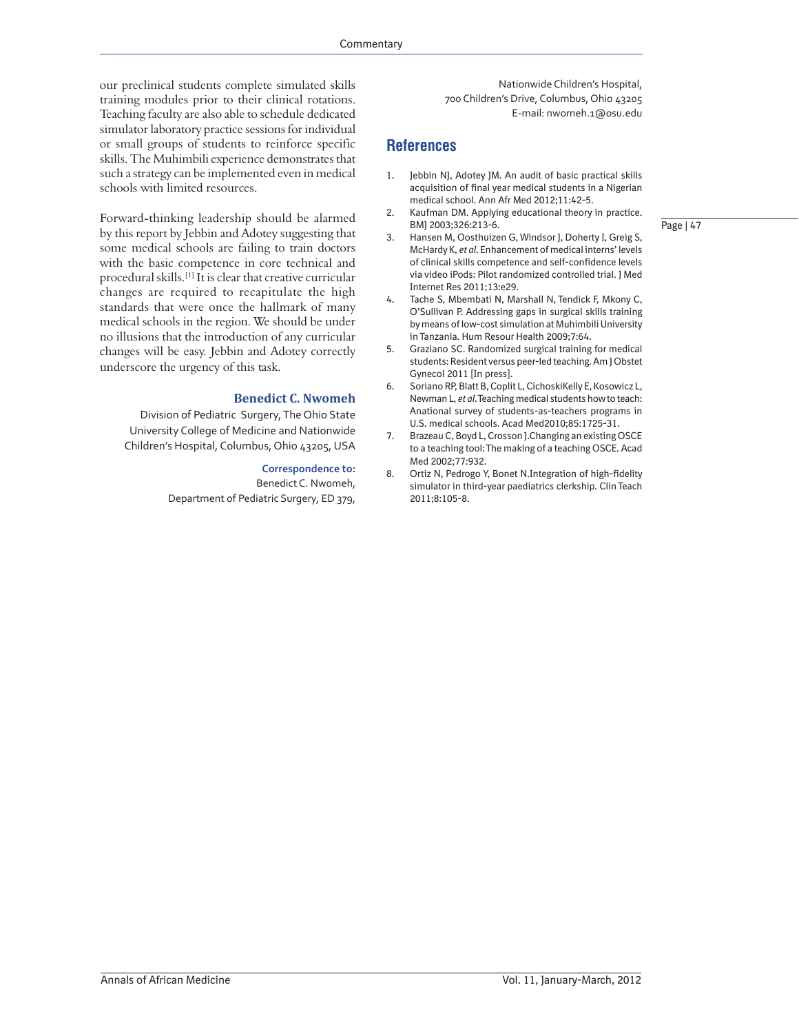our preclinical students complete simulated skills training modules prior to their clinical rotations. Teaching faculty are also able to schedule dedicated simulator laboratory practice sessions for individual or small groups of students to reinforce specific skills. The Muhimbili experience demonstrates that such a strategy can be implemented even in medical schools with limited resources.

Forward-thinking leadership should be alarmed by this report by Jebbin and Adotey suggesting that some medical schools are failing to train doctors with the basic competence in core technical and procedural skills.[1] It is clear that creative curricular changes are required to recapitulate the high standards that were once the hallmark of many medical schools in the region. We should be under no illusions that the introduction of any curricular changes will be easy. Jebbin and Adotey correctly underscore the urgency of this task.

**Benedict C. Nwomeh**

Division of Pediatric Surgery, The Ohio State University College of Medicine and Nationwide Children's Hospital, Columbus, Ohio 43205, USA

**Correspondence to:**
Benedict C. Nwomeh,
Department of Pediatric Surgery, ED 379,
Nationwide Children's Hospital,
700 Children's Drive, Columbus, Ohio 43205
E-mail: nwomeh.1@osu.edu

## References

1. Jebbin NJ, Adotey JM. An audit of basic practical skills acquisition of final year medical students in a Nigerian medical school. Ann Afr Med 2012;11:42-5.
2. Kaufman DM. Applying educational theory in practice. BMJ 2003;326:213-6.
3. Hansen M, Oosthuizen G, Windsor J, Doherty I, Greig S, McHardy K, *et al*. Enhancement of medical interns' levels of clinical skills competence and self-confidence levels via video iPods: Pilot randomized controlled trial. J Med Internet Res 2011;13:e29.
4. Tache S, Mbembati N, Marshall N, Tendick F, Mkony C, O'Sullivan P. Addressing gaps in surgical skills training by means of low-cost simulation at Muhimbili University in Tanzania. Hum Resour Health 2009;7:64.
5. Graziano SC. Randomized surgical training for medical students: Resident versus peer-led teaching. Am J Obstet Gynecol 2011 [In press].
6. Soriano RP, Blatt B, Coplit L, CichoskiKelly E, Kosowicz L, Newman L, *et al*.Teaching medical students how to teach: Anational survey of students-as-teachers programs in U.S. medical schools. Acad Med2010;85:1725-31.
7. Brazeau C, Boyd L, Crosson J.Changing an existing OSCE to a teaching tool:The making of a teaching OSCE. Acad Med 2002;77:932.
8. Ortiz N, Pedrogo Y, Bonet N.Integration of high-fidelity simulator in third-year paediatrics clerkship. Clin Teach 2011;8:105-8.